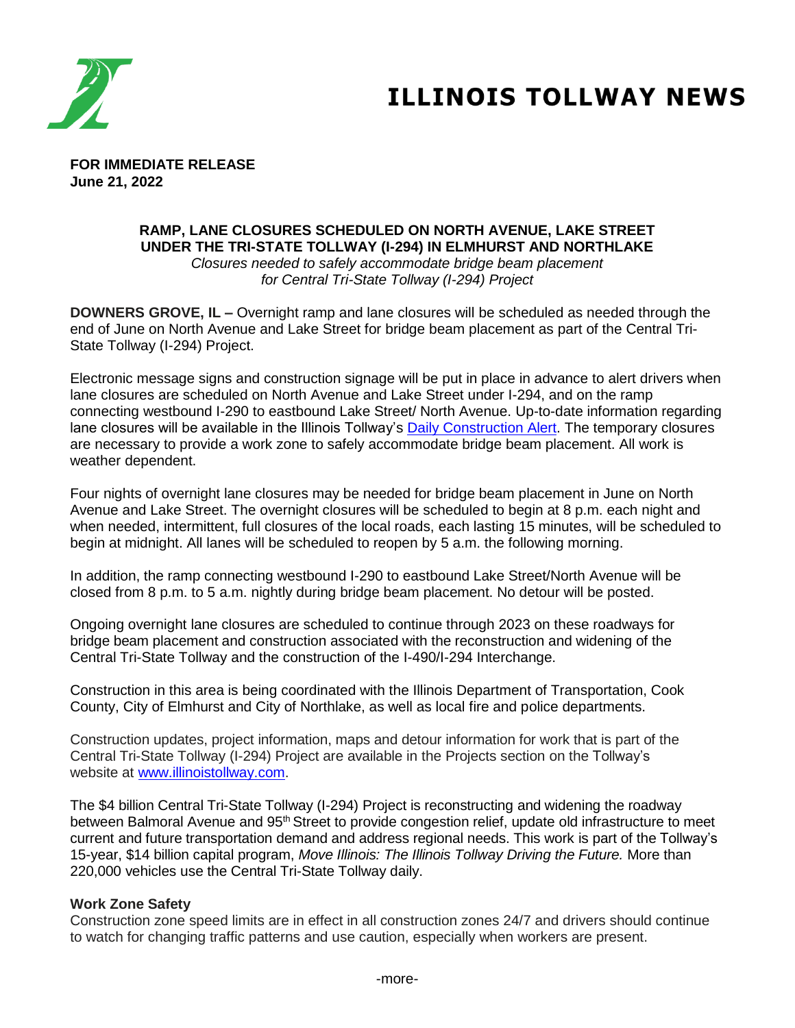# ILLINOIS TOLLWAY NEWS

**FOR IMMEDIATE RELEASE**
**June 21, 2022**

## RAMP, LANE CLOSURES SCHEDULED ON NORTH AVENUE, LAKE STREET UNDER THE TRI-STATE TOLLWAY (I-294) IN ELMHURST AND NORTHLAKE

*Closures needed to safely accommodate bridge beam placement for Central Tri-State Tollway (I-294) Project*

**DOWNERS GROVE, IL –** Overnight ramp and lane closures will be scheduled as needed through the end of June on North Avenue and Lake Street for bridge beam placement as part of the Central Tri-State Tollway (I-294) Project.

Electronic message signs and construction signage will be put in place in advance to alert drivers when lane closures are scheduled on North Avenue and Lake Street under I-294, and on the ramp connecting westbound I-290 to eastbound Lake Street/ North Avenue. Up-to-date information regarding lane closures will be available in the Illinois Tollway's [Daily Construction Alert](). The temporary closures are necessary to provide a work zone to safely accommodate bridge beam placement. All work is weather dependent.

Four nights of overnight lane closures may be needed for bridge beam placement in June on North Avenue and Lake Street. The overnight closures will be scheduled to begin at 8 p.m. each night and when needed, intermittent, full closures of the local roads, each lasting 15 minutes, will be scheduled to begin at midnight. All lanes will be scheduled to reopen by 5 a.m. the following morning.

In addition, the ramp connecting westbound I-290 to eastbound Lake Street/North Avenue will be closed from 8 p.m. to 5 a.m. nightly during bridge beam placement. No detour will be posted.

Ongoing overnight lane closures are scheduled to continue through 2023 on these roadways for bridge beam placement and construction associated with the reconstruction and widening of the Central Tri-State Tollway and the construction of the I-490/I-294 Interchange.

Construction in this area is being coordinated with the Illinois Department of Transportation, Cook County, City of Elmhurst and City of Northlake, as well as local fire and police departments.

Construction updates, project information, maps and detour information for work that is part of the Central Tri-State Tollway (I-294) Project are available in the Projects section on the Tollway's website at [www.illinoistollway.com](www.illinoistollway.com).

The $4 billion Central Tri-State Tollway (I-294) Project is reconstructing and widening the roadway between Balmoral Avenue and 95th Street to provide congestion relief, update old infrastructure to meet current and future transportation demand and address regional needs. This work is part of the Tollway's 15-year, $14 billion capital program, *Move Illinois: The Illinois Tollway Driving the Future.* More than 220,000 vehicles use the Central Tri-State Tollway daily.

**Work Zone Safety**

Construction zone speed limits are in effect in all construction zones 24/7 and drivers should continue to watch for changing traffic patterns and use caution, especially when workers are present.

-more-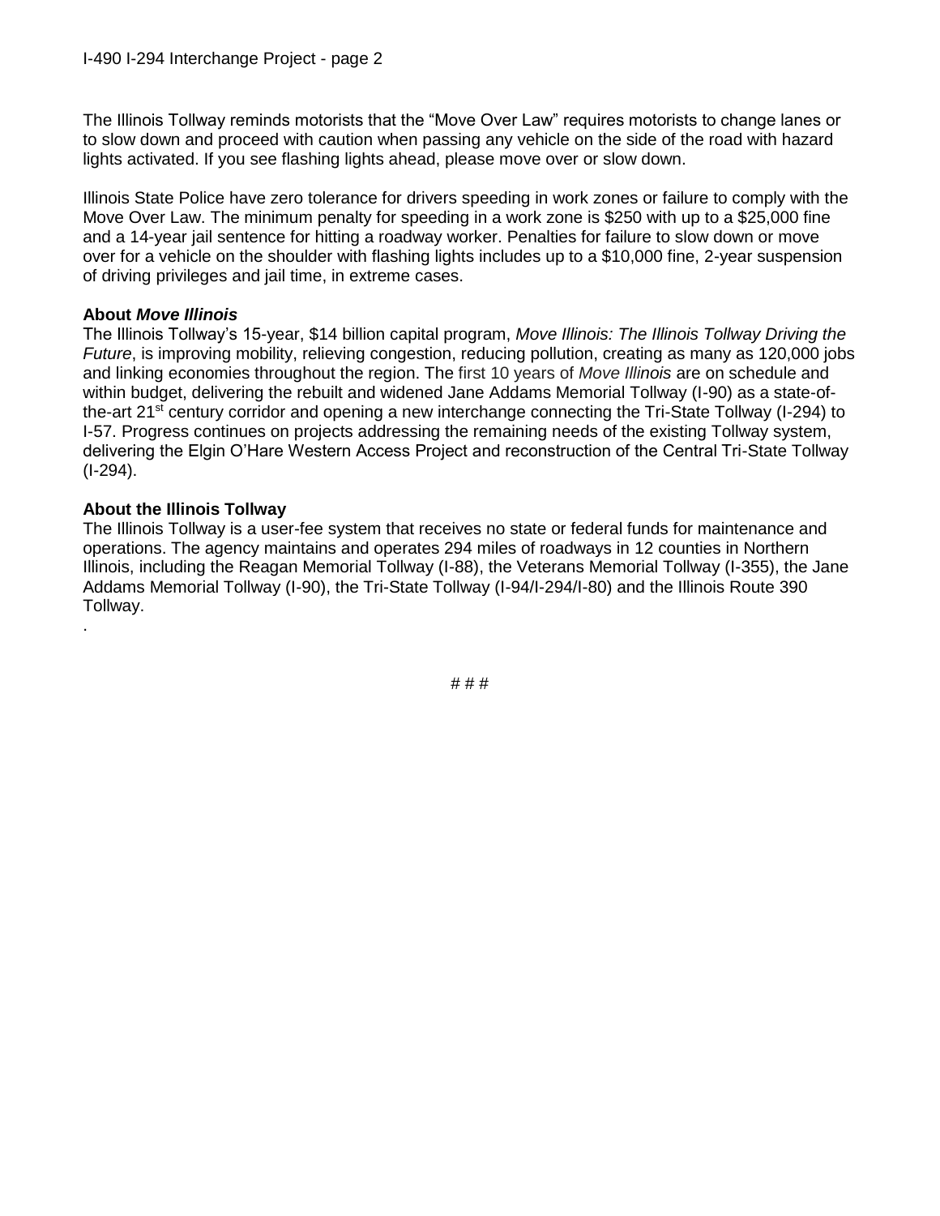The Illinois Tollway reminds motorists that the "Move Over Law" requires motorists to change lanes or to slow down and proceed with caution when passing any vehicle on the side of the road with hazard lights activated. If you see flashing lights ahead, please move over or slow down.

Illinois State Police have zero tolerance for drivers speeding in work zones or failure to comply with the Move Over Law. The minimum penalty for speeding in a work zone is $250 with up to a $25,000 fine and a 14-year jail sentence for hitting a roadway worker. Penalties for failure to slow down or move over for a vehicle on the shoulder with flashing lights includes up to a $10,000 fine, 2-year suspension of driving privileges and jail time, in extreme cases.

**About *Move Illinois***

The Illinois Tollway's 15-year, $14 billion capital program, *Move Illinois: The Illinois Tollway Driving the Future*, is improving mobility, relieving congestion, reducing pollution, creating as many as 120,000 jobs and linking economies throughout the region. The first 10 years of *Move Illinois* are on schedule and within budget, delivering the rebuilt and widened Jane Addams Memorial Tollway (I-90) as a state-of-the-art 21st century corridor and opening a new interchange connecting the Tri-State Tollway (I-294) to I-57. Progress continues on projects addressing the remaining needs of the existing Tollway system, delivering the Elgin O'Hare Western Access Project and reconstruction of the Central Tri-State Tollway (I-294).

**About the Illinois Tollway**

The Illinois Tollway is a user-fee system that receives no state or federal funds for maintenance and operations. The agency maintains and operates 294 miles of roadways in 12 counties in Northern Illinois, including the Reagan Memorial Tollway (I-88), the Veterans Memorial Tollway (I-355), the Jane Addams Memorial Tollway (I-90), the Tri-State Tollway (I-94/I-294/I-80) and the Illinois Route 390 Tollway.

.

# # #